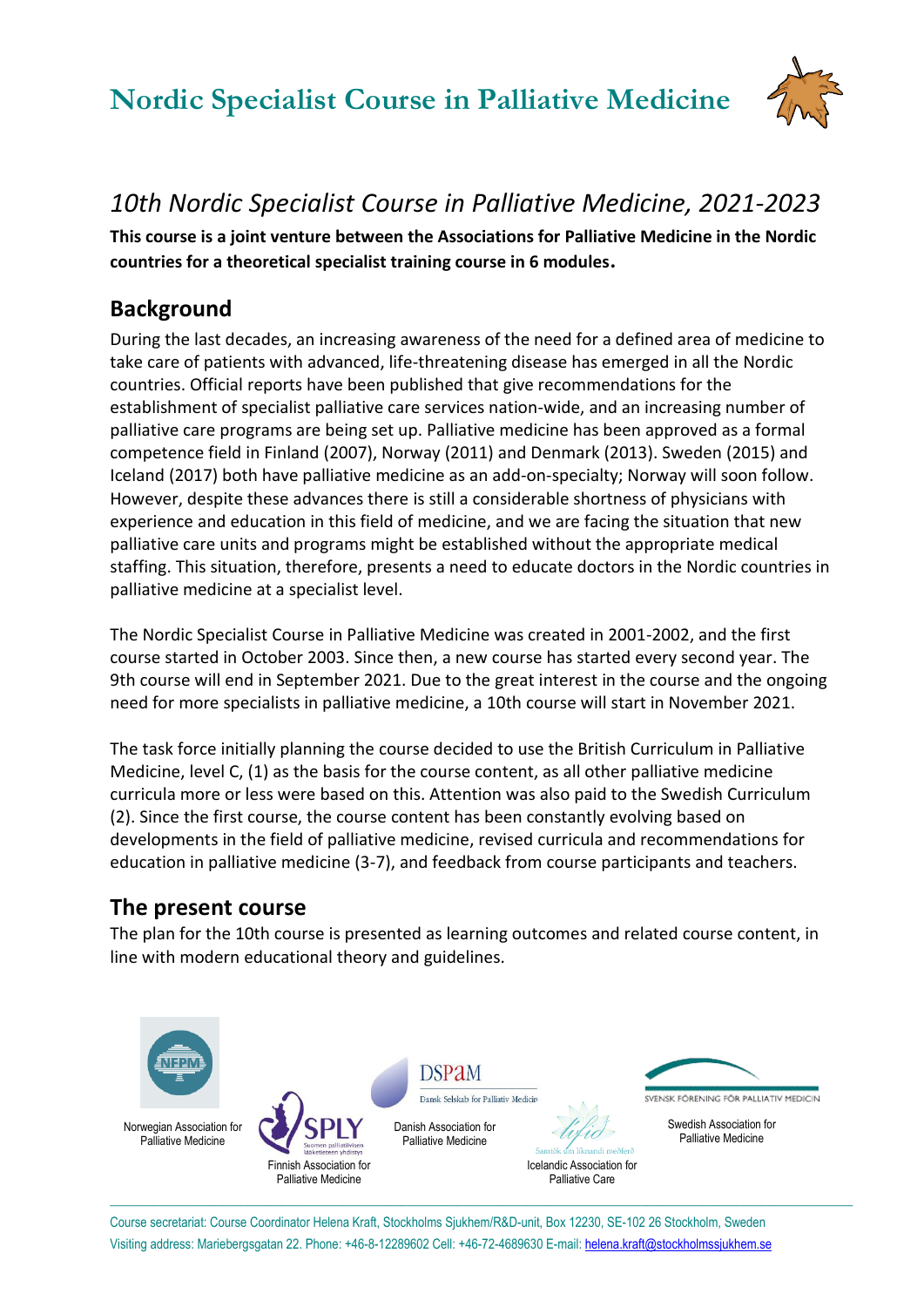# Nordic Specialist Course in Palliative Medicine

## *10th Nordic Specialist Course in Palliative Medicine, 2021-2023*

**This course is a joint venture between the Associations for Palliative Medicine in the Nordic countries for a theoretical specialist training course in 6 modules.**

## Background

During the last decades, an increasing awareness of the need for a defined area of medicine to take care of patients with advanced, life-threatening disease has emerged in all the Nordic countries. Official reports have been published that give recommendations for the establishment of specialist palliative care services nation-wide, and an increasing number of palliative care programs are being set up. Palliative medicine has been approved as a formal competence field in Finland (2007), Norway (2011) and Denmark (2013). Sweden (2015) and Iceland (2017) both have palliative medicine as an add-on-specialty; Norway will soon follow. However, despite these advances there is still a considerable shortness of physicians with experience and education in this field of medicine, and we are facing the situation that new palliative care units and programs might be established without the appropriate medical staffing. This situation, therefore, presents a need to educate doctors in the Nordic countries in palliative medicine at a specialist level.

The Nordic Specialist Course in Palliative Medicine was created in 2001-2002, and the first course started in October 2003. Since then, a new course has started every second year. The 9th course will end in September 2021. Due to the great interest in the course and the ongoing need for more specialists in palliative medicine, a 10th course will start in November 2021.

The task force initially planning the course decided to use the British Curriculum in Palliative Medicine, level C, (1) as the basis for the course content, as all other palliative medicine curricula more or less were based on this. Attention was also paid to the Swedish Curriculum (2). Since the first course, the course content has been constantly evolving based on developments in the field of palliative medicine, revised curricula and recommendations for education in palliative medicine (3-7), and feedback from course participants and teachers.

## The present course

The plan for the 10th course is presented as learning outcomes and related course content, in line with modern educational theory and guidelines.

Norwegian Association for Palliative Medicine

Finnish Association for Palliative Medicine

Danish Association for Palliative Medicine

Icelandic Association for Palliative Care

Swedish Association for Palliative Medicine

Course secretariat: Course Coordinator Helena Kraft, Stockholms Sjukhem/R&D-unit, Box 12230, SE-102 26 Stockholm, Sweden
Visiting address: Mariebergsgatan 22. Phone: +46-8-12289602 Cell: +46-72-4689630 E-mail: helena.kraft@stockholmssjukhem.se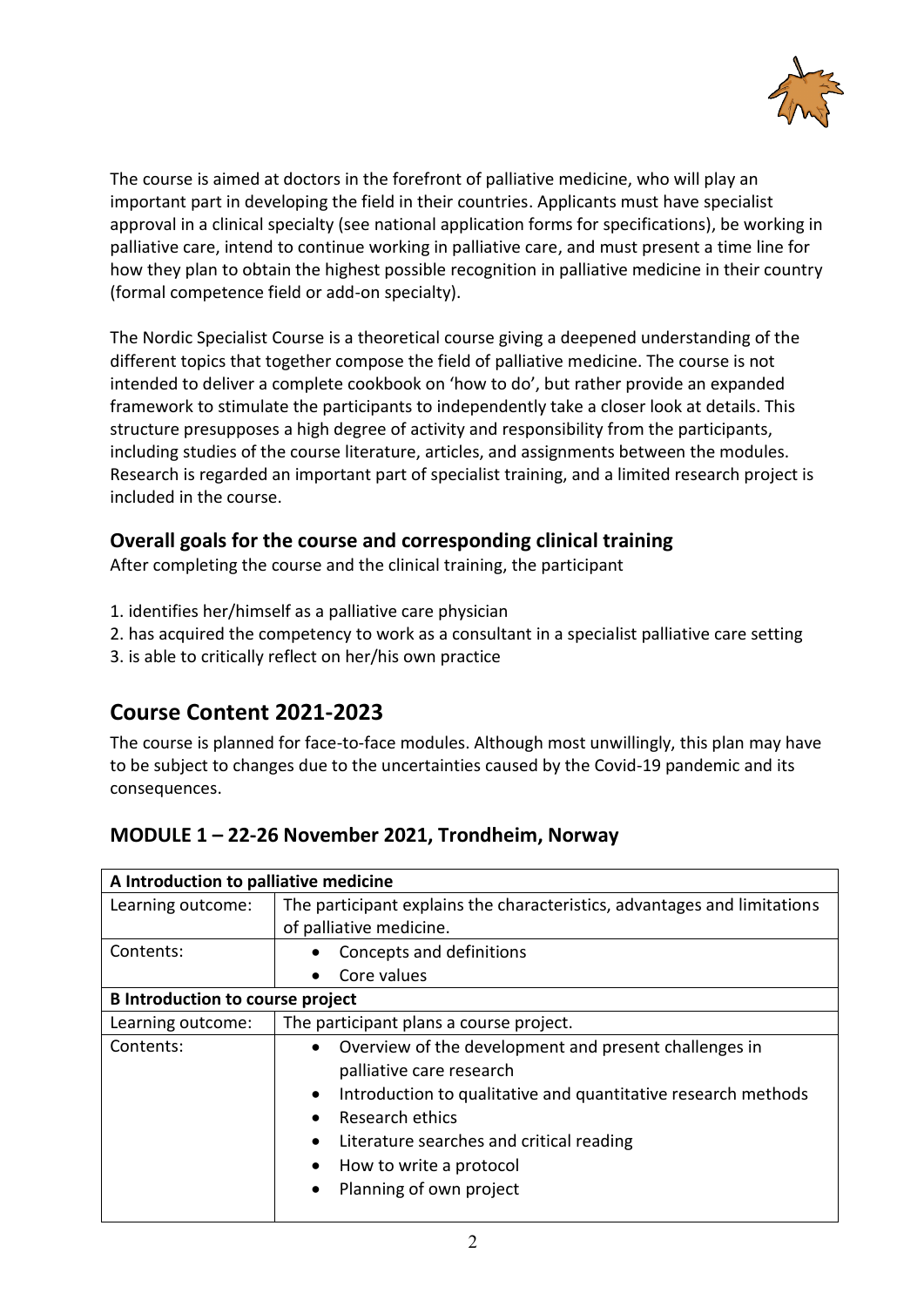The course is aimed at doctors in the forefront of palliative medicine, who will play an important part in developing the field in their countries. Applicants must have specialist approval in a clinical specialty (see national application forms for specifications), be working in palliative care, intend to continue working in palliative care, and must present a time line for how they plan to obtain the highest possible recognition in palliative medicine in their country (formal competence field or add-on specialty).

The Nordic Specialist Course is a theoretical course giving a deepened understanding of the different topics that together compose the field of palliative medicine. The course is not intended to deliver a complete cookbook on 'how to do', but rather provide an expanded framework to stimulate the participants to independently take a closer look at details. This structure presupposes a high degree of activity and responsibility from the participants, including studies of the course literature, articles, and assignments between the modules. Research is regarded an important part of specialist training, and a limited research project is included in the course.

### Overall goals for the course and corresponding clinical training

After completing the course and the clinical training, the participant

1. identifies her/himself as a palliative care physician
2. has acquired the competency to work as a consultant in a specialist palliative care setting
3. is able to critically reflect on her/his own practice

## Course Content 2021-2023

The course is planned for face-to-face modules. Although most unwillingly, this plan may have to be subject to changes due to the uncertainties caused by the Covid-19 pandemic and its consequences.

### MODULE 1 – 22-26 November 2021, Trondheim, Norway

| **A Introduction to palliative medicine** | |
|---|---|
| Learning outcome: | The participant explains the characteristics, advantages and limitations of palliative medicine. |
| Contents: | • Concepts and definitions<br>• Core values |
| **B Introduction to course project** | |
| Learning outcome: | The participant plans a course project. |
| Contents: | • Overview of the development and present challenges in palliative care research<br>• Introduction to qualitative and quantitative research methods<br>• Research ethics<br>• Literature searches and critical reading<br>• How to write a protocol<br>• Planning of own project |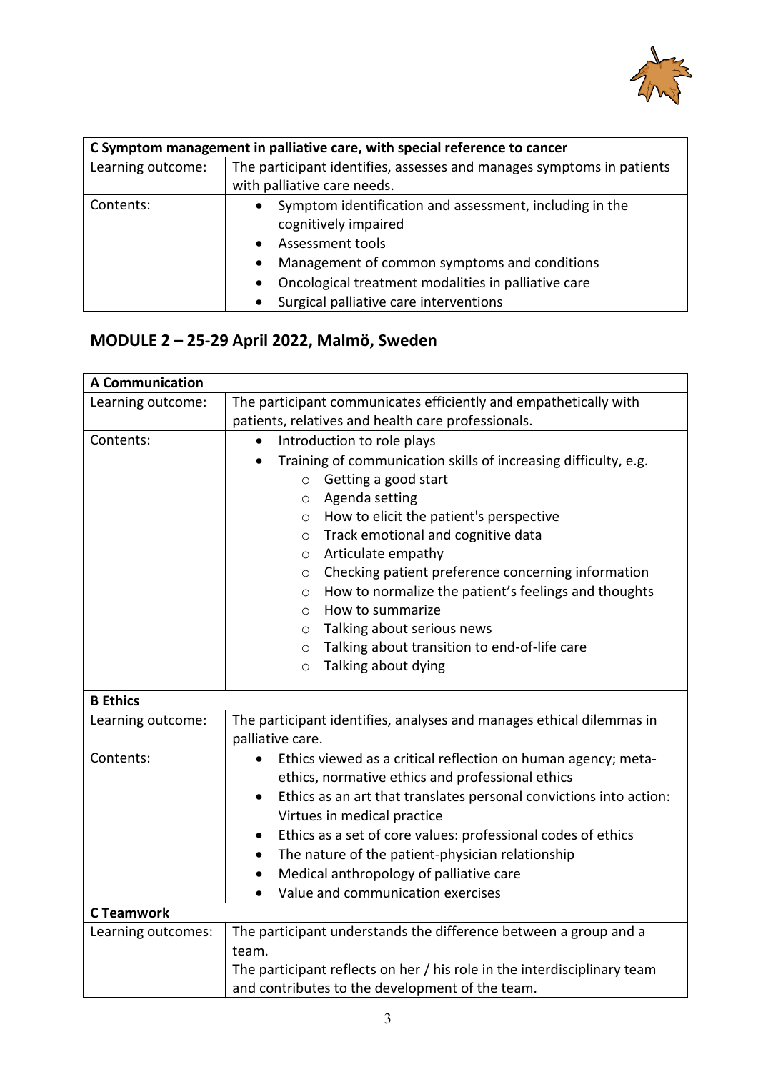| C Symptom management in palliative care, with special reference to cancer | |
|---|---|
| Learning outcome: | The participant identifies, assesses and manages symptoms in patients with palliative care needs. |
| Contents: | • Symptom identification and assessment, including in the cognitively impaired<br>• Assessment tools<br>• Management of common symptoms and conditions<br>• Oncological treatment modalities in palliative care<br>• Surgical palliative care interventions |

## MODULE 2 – 25-29 April 2022, Malmö, Sweden

| A Communication | |
|---|---|
| Learning outcome: | The participant communicates efficiently and empathetically with patients, relatives and health care professionals. |
| Contents: | • Introduction to role plays<br>• Training of communication skills of increasing difficulty, e.g.<br>  ○ Getting a good start<br>  ○ Agenda setting<br>  ○ How to elicit the patient's perspective<br>  ○ Track emotional and cognitive data<br>  ○ Articulate empathy<br>  ○ Checking patient preference concerning information<br>  ○ How to normalize the patient's feelings and thoughts<br>  ○ How to summarize<br>  ○ Talking about serious news<br>  ○ Talking about transition to end-of-life care<br>  ○ Talking about dying |
| **B Ethics** | |
| Learning outcome: | The participant identifies, analyses and manages ethical dilemmas in palliative care. |
| Contents: | • Ethics viewed as a critical reflection on human agency; meta-ethics, normative ethics and professional ethics<br>• Ethics as an art that translates personal convictions into action: Virtues in medical practice<br>• Ethics as a set of core values: professional codes of ethics<br>• The nature of the patient-physician relationship<br>• Medical anthropology of palliative care<br>• Value and communication exercises |
| **C Teamwork** | |
| Learning outcomes: | The participant understands the difference between a group and a team.<br>The participant reflects on her / his role in the interdisciplinary team and contributes to the development of the team. |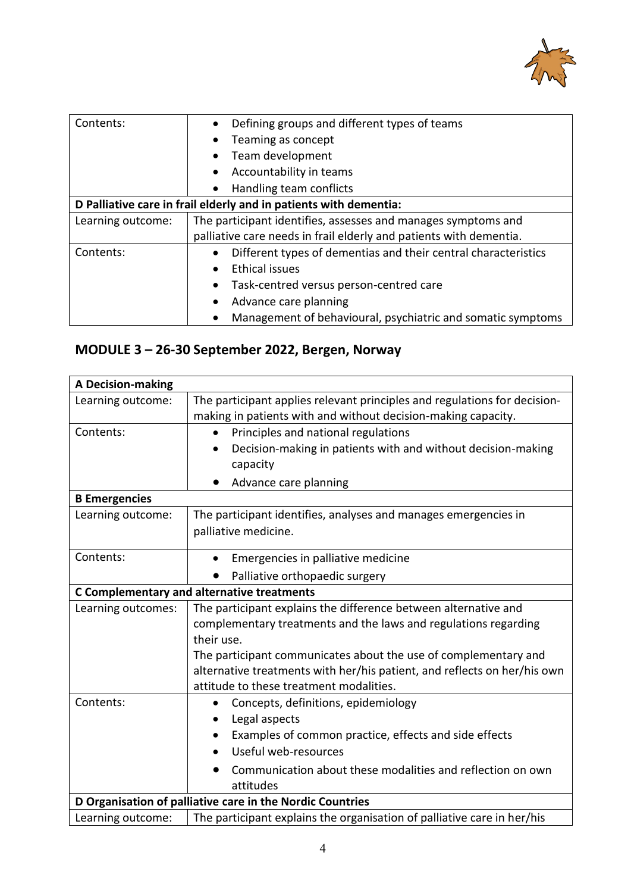| Contents: | • Defining groups and different types of teams<br>• Teaming as concept<br>• Team development<br>• Accountability in teams<br>• Handling team conflicts |
|---|---|
| **D Palliative care in frail elderly and in patients with dementia:** | |
| Learning outcome: | The participant identifies, assesses and manages symptoms and palliative care needs in frail elderly and patients with dementia. |
| Contents: | • Different types of dementias and their central characteristics<br>• Ethical issues<br>• Task-centred versus person-centred care<br>• Advance care planning<br>• Management of behavioural, psychiatric and somatic symptoms |

## MODULE 3 – 26-30 September 2022, Bergen, Norway

| **A Decision-making** | |
|---|---|
| Learning outcome: | The participant applies relevant principles and regulations for decision-making in patients with and without decision-making capacity. |
| Contents: | • Principles and national regulations<br>• Decision-making in patients with and without decision-making capacity<br>• Advance care planning |
| **B Emergencies** | |
| Learning outcome: | The participant identifies, analyses and manages emergencies in palliative medicine. |
| Contents: | • Emergencies in palliative medicine<br>• Palliative orthopaedic surgery |
| **C Complementary and alternative treatments** | |
| Learning outcomes: | The participant explains the difference between alternative and complementary treatments and the laws and regulations regarding their use.<br>The participant communicates about the use of complementary and alternative treatments with her/his patient, and reflects on her/his own attitude to these treatment modalities. |
| Contents: | • Concepts, definitions, epidemiology<br>• Legal aspects<br>• Examples of common practice, effects and side effects<br>• Useful web-resources<br>• Communication about these modalities and reflection on own attitudes |
| **D Organisation of palliative care in the Nordic Countries** | |
| Learning outcome: | The participant explains the organisation of palliative care in her/his |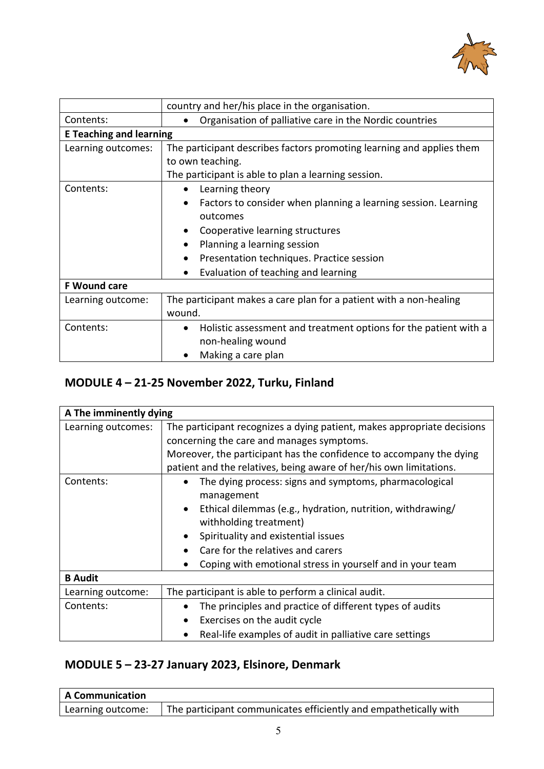| | country and her/his place in the organisation. |
| --- | --- |
| Contents: | • Organisation of palliative care in the Nordic countries |
| **E Teaching and learning** | |
| Learning outcomes: | The participant describes factors promoting learning and applies them to own teaching.<br>The participant is able to plan a learning session. |
| Contents: | • Learning theory<br>• Factors to consider when planning a learning session. Learning outcomes<br>• Cooperative learning structures<br>• Planning a learning session<br>• Presentation techniques. Practice session<br>• Evaluation of teaching and learning |
| **F Wound care** | |
| Learning outcome: | The participant makes a care plan for a patient with a non-healing wound. |
| Contents: | • Holistic assessment and treatment options for the patient with a non-healing wound<br>• Making a care plan |

## MODULE 4 – 21-25 November 2022, Turku, Finland

| **A The imminently dying** | |
| --- | --- |
| Learning outcomes: | The participant recognizes a dying patient, makes appropriate decisions concerning the care and manages symptoms.<br>Moreover, the participant has the confidence to accompany the dying patient and the relatives, being aware of her/his own limitations. |
| Contents: | • The dying process: signs and symptoms, pharmacological management<br>• Ethical dilemmas (e.g., hydration, nutrition, withdrawing/ withholding treatment)<br>• Spirituality and existential issues<br>• Care for the relatives and carers<br>• Coping with emotional stress in yourself and in your team |
| **B Audit** | |
| Learning outcome: | The participant is able to perform a clinical audit. |
| Contents: | • The principles and practice of different types of audits<br>• Exercises on the audit cycle<br>• Real-life examples of audit in palliative care settings |

## MODULE 5 – 23-27 January 2023, Elsinore, Denmark

| **A Communication** | |
| --- | --- |
| Learning outcome: | The participant communicates efficiently and empathetically with |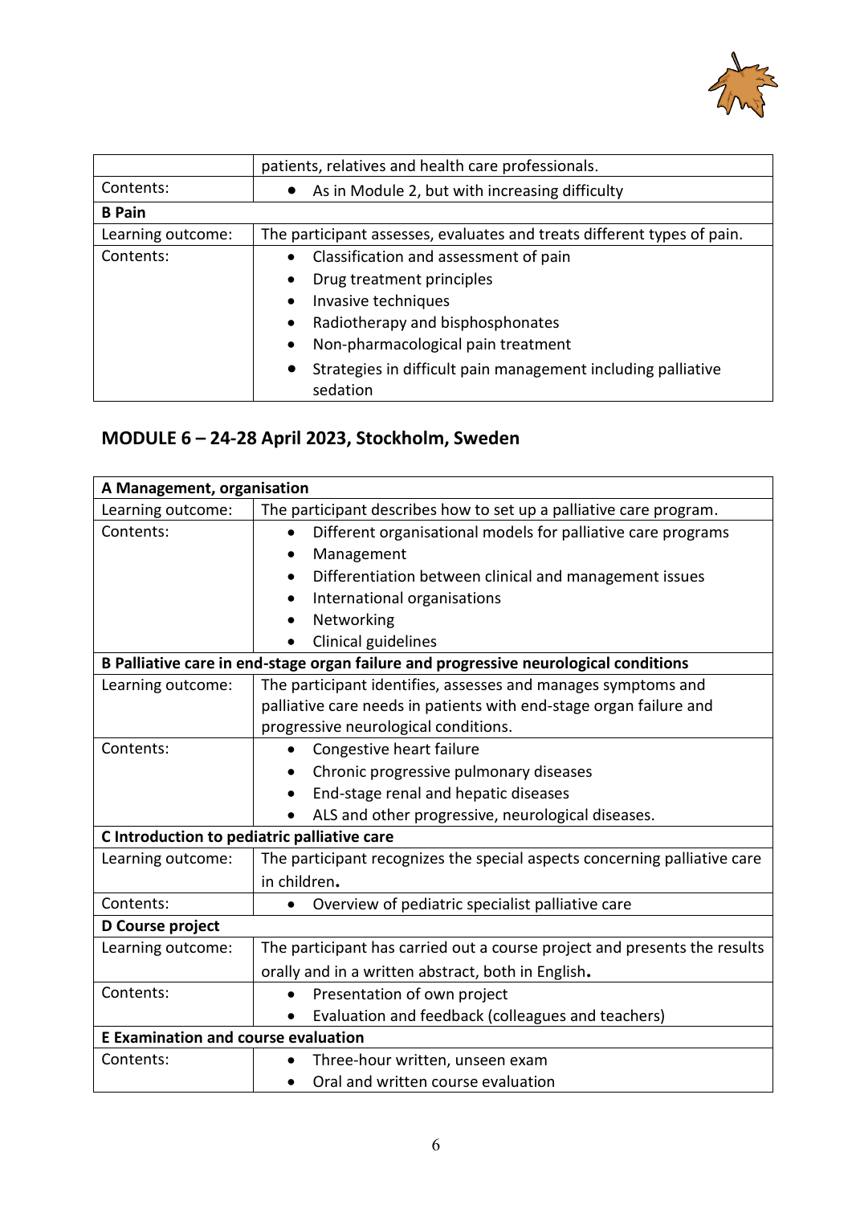| | |
|---|---|
| | patients, relatives and health care professionals. |
| Contents: | • As in Module 2, but with increasing difficulty |
| **B Pain** | |
| Learning outcome: | The participant assesses, evaluates and treats different types of pain. |
| Contents: | • Classification and assessment of pain<br>• Drug treatment principles<br>• Invasive techniques<br>• Radiotherapy and bisphosphonates<br>• Non-pharmacological pain treatment<br>• Strategies in difficult pain management including palliative sedation |

## MODULE 6 – 24-28 April 2023, Stockholm, Sweden

| **A Management, organisation** | |
|---|---|
| Learning outcome: | The participant describes how to set up a palliative care program. |
| Contents: | • Different organisational models for palliative care programs<br>• Management<br>• Differentiation between clinical and management issues<br>• International organisations<br>• Networking<br>• Clinical guidelines |
| **B Palliative care in end-stage organ failure and progressive neurological conditions** | |
| Learning outcome: | The participant identifies, assesses and manages symptoms and palliative care needs in patients with end-stage organ failure and progressive neurological conditions. |
| Contents: | • Congestive heart failure<br>• Chronic progressive pulmonary diseases<br>• End-stage renal and hepatic diseases<br>• ALS and other progressive, neurological diseases. |
| **C Introduction to pediatric palliative care** | |
| Learning outcome: | The participant recognizes the special aspects concerning palliative care in children**.** |
| Contents: | • Overview of pediatric specialist palliative care |
| **D Course project** | |
| Learning outcome: | The participant has carried out a course project and presents the results orally and in a written abstract, both in English**.** |
| Contents: | • Presentation of own project<br>• Evaluation and feedback (colleagues and teachers) |
| **E Examination and course evaluation** | |
| Contents: | • Three-hour written, unseen exam<br>• Oral and written course evaluation |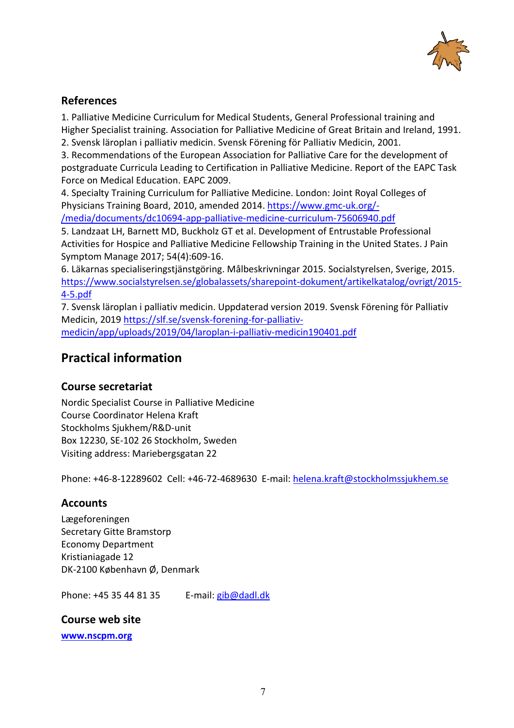## References

1. Palliative Medicine Curriculum for Medical Students, General Professional training and Higher Specialist training. Association for Palliative Medicine of Great Britain and Ireland, 1991.
2. Svensk läroplan i palliativ medicin. Svensk Förening för Palliativ Medicin, 2001.
3. Recommendations of the European Association for Palliative Care for the development of postgraduate Curricula Leading to Certification in Palliative Medicine. Report of the EAPC Task Force on Medical Education. EAPC 2009.
4. Specialty Training Curriculum for Palliative Medicine. London: Joint Royal Colleges of Physicians Training Board, 2010, amended 2014. https://www.gmc-uk.org/-/media/documents/dc10694-app-palliative-medicine-curriculum-75606940.pdf
5. Landzaat LH, Barnett MD, Buckholz GT et al. Development of Entrustable Professional Activities for Hospice and Palliative Medicine Fellowship Training in the United States. J Pain Symptom Manage 2017; 54(4):609-16.
6. Läkarnas specialiseringstjänstgöring. Målbeskrivningar 2015. Socialstyrelsen, Sverige, 2015. https://www.socialstyrelsen.se/globalassets/sharepoint-dokument/artikelkatalog/ovrigt/2015-4-5.pdf
7. Svensk läroplan i palliativ medicin. Uppdaterad version 2019. Svensk Förening för Palliativ Medicin, 2019 https://slf.se/svensk-forening-for-palliativ-medicin/app/uploads/2019/04/laroplan-i-palliativ-medicin190401.pdf

# Practical information

## Course secretariat

Nordic Specialist Course in Palliative Medicine
Course Coordinator Helena Kraft
Stockholms Sjukhem/R&D-unit
Box 12230, SE-102 26 Stockholm, Sweden
Visiting address: Mariebergsgatan 22

Phone: +46-8-12289602 Cell: +46-72-4689630 E-mail: helena.kraft@stockholmssjukhem.se

## Accounts

Lægeforeningen
Secretary Gitte Bramstorp
Economy Department
Kristianiagade 12
DK-2100 København Ø, Denmark

Phone: +45 35 44 81 35 E-mail: gib@dadl.dk

## Course web site

**www.nscpm.org**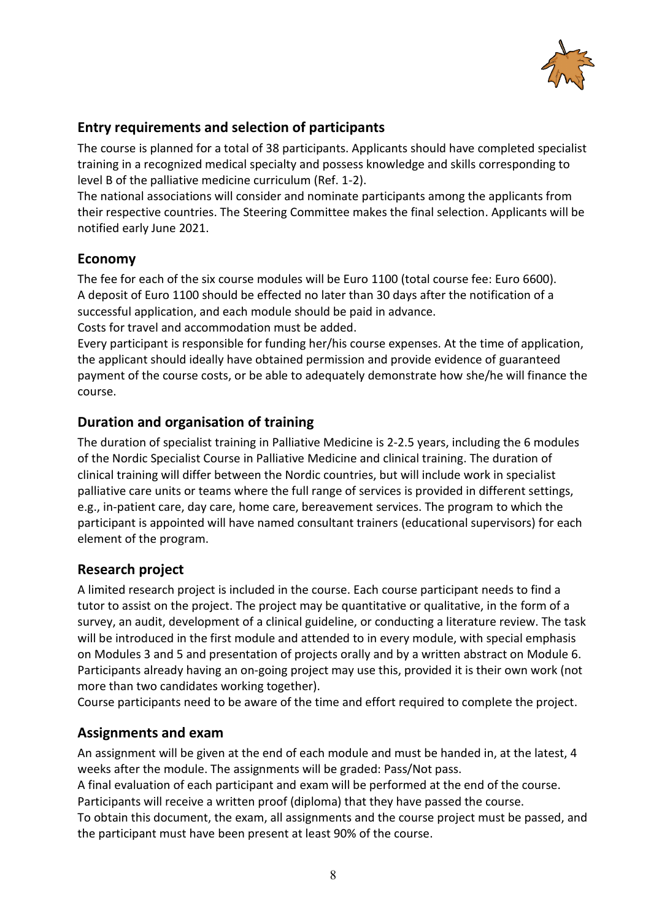## Entry requirements and selection of participants

The course is planned for a total of 38 participants. Applicants should have completed specialist training in a recognized medical specialty and possess knowledge and skills corresponding to level B of the palliative medicine curriculum (Ref. 1-2).

The national associations will consider and nominate participants among the applicants from their respective countries. The Steering Committee makes the final selection. Applicants will be notified early June 2021.

## Economy

The fee for each of the six course modules will be Euro 1100 (total course fee: Euro 6600). A deposit of Euro 1100 should be effected no later than 30 days after the notification of a successful application, and each module should be paid in advance.

Costs for travel and accommodation must be added.

Every participant is responsible for funding her/his course expenses. At the time of application, the applicant should ideally have obtained permission and provide evidence of guaranteed payment of the course costs, or be able to adequately demonstrate how she/he will finance the course.

## Duration and organisation of training

The duration of specialist training in Palliative Medicine is 2-2.5 years, including the 6 modules of the Nordic Specialist Course in Palliative Medicine and clinical training. The duration of clinical training will differ between the Nordic countries, but will include work in specialist palliative care units or teams where the full range of services is provided in different settings, e.g., in-patient care, day care, home care, bereavement services. The program to which the participant is appointed will have named consultant trainers (educational supervisors) for each element of the program.

## Research project

A limited research project is included in the course. Each course participant needs to find a tutor to assist on the project. The project may be quantitative or qualitative, in the form of a survey, an audit, development of a clinical guideline, or conducting a literature review. The task will be introduced in the first module and attended to in every module, with special emphasis on Modules 3 and 5 and presentation of projects orally and by a written abstract on Module 6. Participants already having an on-going project may use this, provided it is their own work (not more than two candidates working together).

Course participants need to be aware of the time and effort required to complete the project.

## Assignments and exam

An assignment will be given at the end of each module and must be handed in, at the latest, 4 weeks after the module. The assignments will be graded: Pass/Not pass.

A final evaluation of each participant and exam will be performed at the end of the course.

Participants will receive a written proof (diploma) that they have passed the course.

To obtain this document, the exam, all assignments and the course project must be passed, and the participant must have been present at least 90% of the course.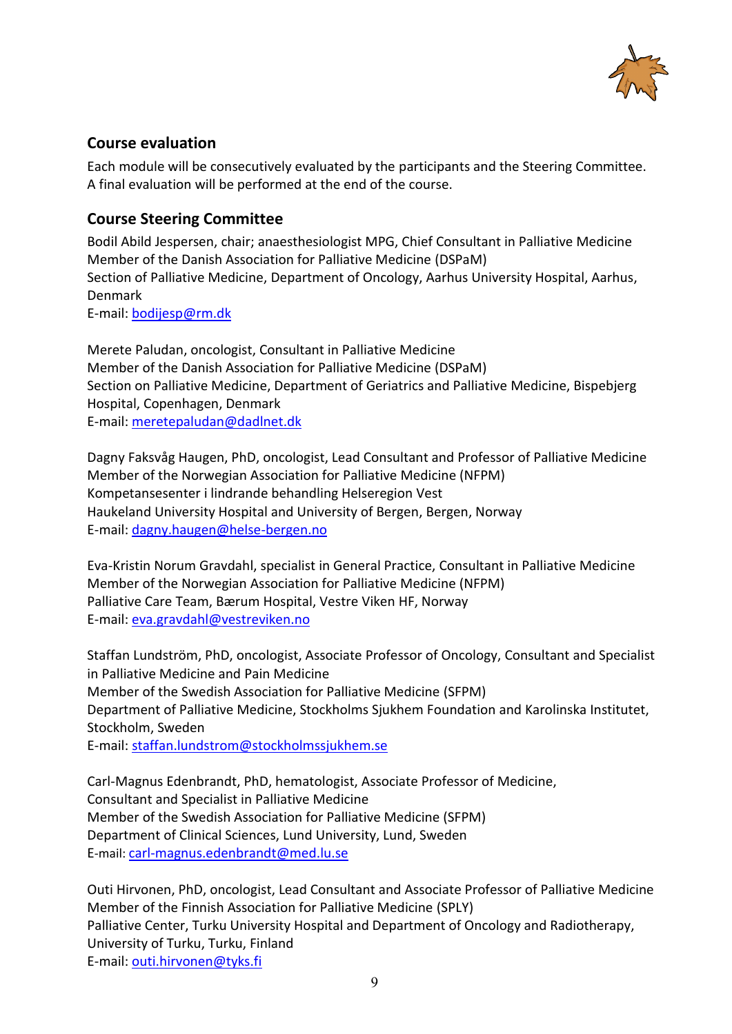## Course evaluation

Each module will be consecutively evaluated by the participants and the Steering Committee. A final evaluation will be performed at the end of the course.

## Course Steering Committee

Bodil Abild Jespersen, chair; anaesthesiologist MPG, Chief Consultant in Palliative Medicine
Member of the Danish Association for Palliative Medicine (DSPaM)
Section of Palliative Medicine, Department of Oncology, Aarhus University Hospital, Aarhus, Denmark
E-mail: bodijesp@rm.dk

Merete Paludan, oncologist, Consultant in Palliative Medicine
Member of the Danish Association for Palliative Medicine (DSPaM)
Section on Palliative Medicine, Department of Geriatrics and Palliative Medicine, Bispebjerg Hospital, Copenhagen, Denmark
E-mail: meretepaludan@dadlnet.dk

Dagny Faksvåg Haugen, PhD, oncologist, Lead Consultant and Professor of Palliative Medicine
Member of the Norwegian Association for Palliative Medicine (NFPM)
Kompetansesenter i lindrande behandling Helseregion Vest
Haukeland University Hospital and University of Bergen, Bergen, Norway
E-mail: dagny.haugen@helse-bergen.no

Eva-Kristin Norum Gravdahl, specialist in General Practice, Consultant in Palliative Medicine
Member of the Norwegian Association for Palliative Medicine (NFPM)
Palliative Care Team, Bærum Hospital, Vestre Viken HF, Norway
E-mail: eva.gravdahl@vestreviken.no

Staffan Lundström, PhD, oncologist, Associate Professor of Oncology, Consultant and Specialist in Palliative Medicine and Pain Medicine
Member of the Swedish Association for Palliative Medicine (SFPM)
Department of Palliative Medicine, Stockholms Sjukhem Foundation and Karolinska Institutet, Stockholm, Sweden
E-mail: staffan.lundstrom@stockholmssjukhem.se

Carl-Magnus Edenbrandt, PhD, hematologist, Associate Professor of Medicine,
Consultant and Specialist in Palliative Medicine
Member of the Swedish Association for Palliative Medicine (SFPM)
Department of Clinical Sciences, Lund University, Lund, Sweden
E-mail: carl-magnus.edenbrandt@med.lu.se

Outi Hirvonen, PhD, oncologist, Lead Consultant and Associate Professor of Palliative Medicine
Member of the Finnish Association for Palliative Medicine (SPLY)
Palliative Center, Turku University Hospital and Department of Oncology and Radiotherapy, University of Turku, Turku, Finland
E-mail: outi.hirvonen@tyks.fi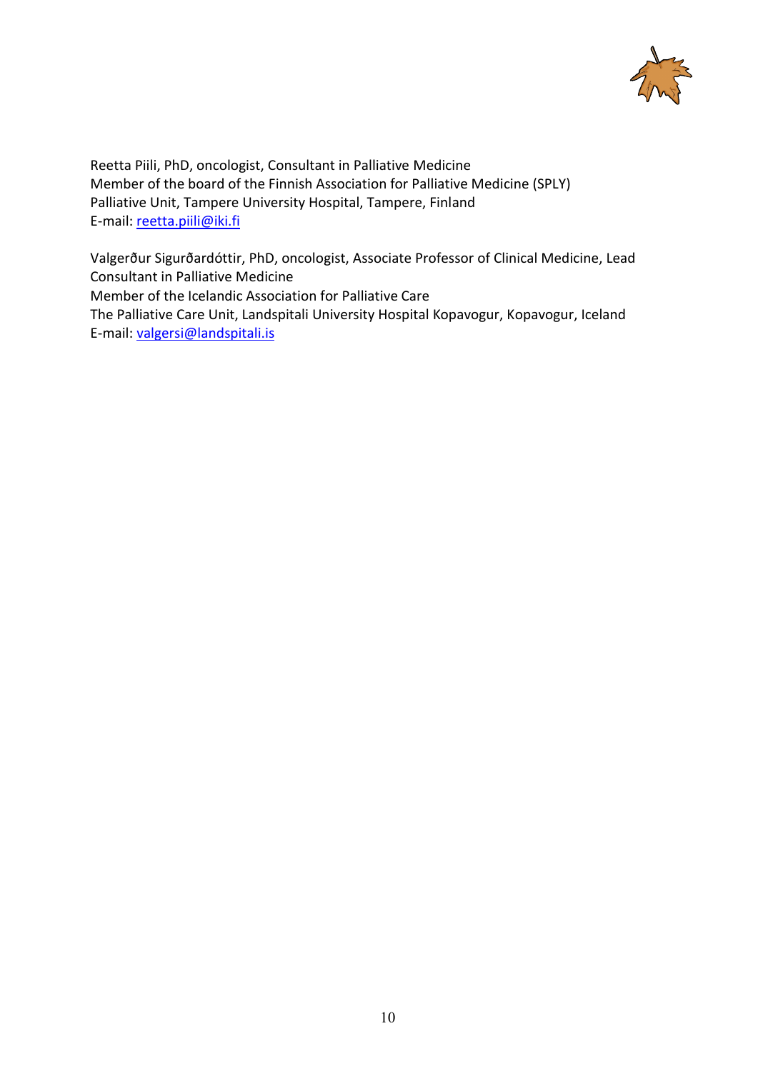Reetta Piili, PhD, oncologist, Consultant in Palliative Medicine
Member of the board of the Finnish Association for Palliative Medicine (SPLY)
Palliative Unit, Tampere University Hospital, Tampere, Finland
E-mail: reetta.piili@iki.fi

Valgerður Sigurðardóttir, PhD, oncologist, Associate Professor of Clinical Medicine, Lead Consultant in Palliative Medicine
Member of the Icelandic Association for Palliative Care
The Palliative Care Unit, Landspitali University Hospital Kopavogur, Kopavogur, Iceland
E-mail: valgersi@landspitali.is